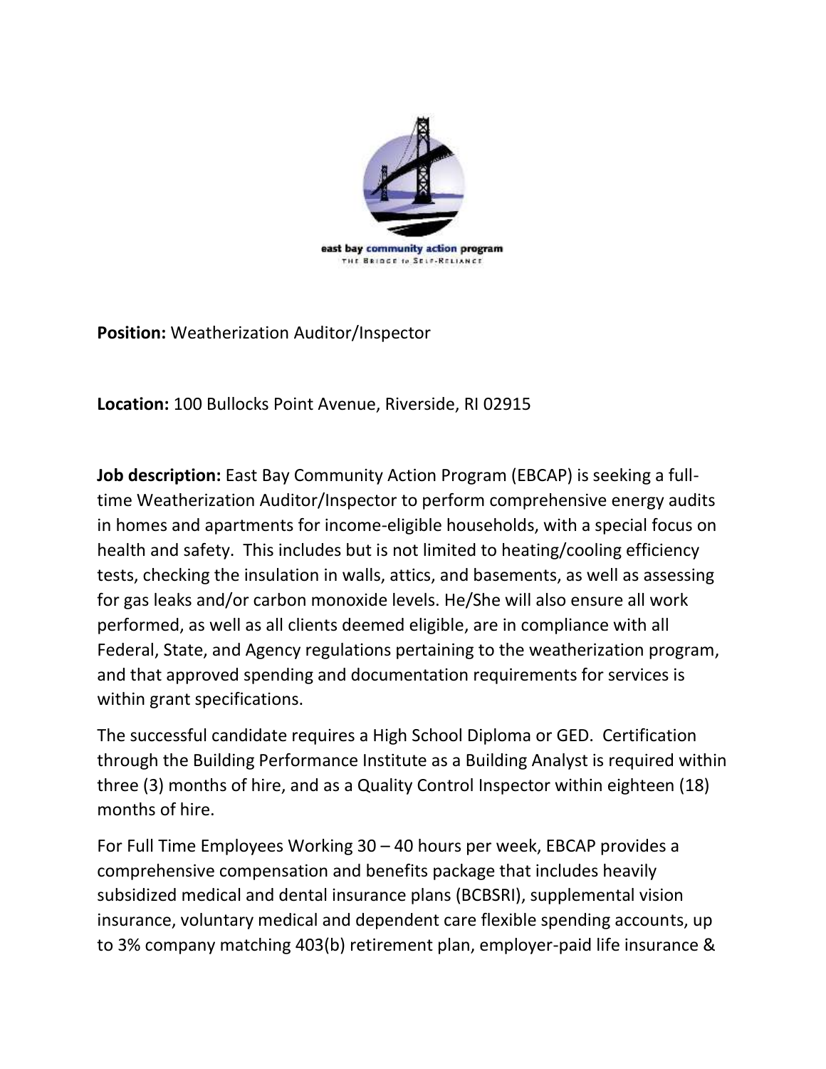east bay community action program

THE BRIDGE to SELF-RELIANCE

**Position:** Weatherization Auditor/Inspector

**Location:** 100 Bullocks Point Avenue, Riverside, RI 02915

**Job description:** East Bay Community Action Program (EBCAP) is seeking a full-time Weatherization Auditor/Inspector to perform comprehensive energy audits in homes and apartments for income-eligible households, with a special focus on health and safety. This includes but is not limited to heating/cooling efficiency tests, checking the insulation in walls, attics, and basements, as well as assessing for gas leaks and/or carbon monoxide levels. He/She will also ensure all work performed, as well as all clients deemed eligible, are in compliance with all Federal, State, and Agency regulations pertaining to the weatherization program, and that approved spending and documentation requirements for services is within grant specifications.

The successful candidate requires a High School Diploma or GED. Certification through the Building Performance Institute as a Building Analyst is required within three (3) months of hire, and as a Quality Control Inspector within eighteen (18) months of hire.

For Full Time Employees Working 30 – 40 hours per week, EBCAP provides a comprehensive compensation and benefits package that includes heavily subsidized medical and dental insurance plans (BCBSRI), supplemental vision insurance, voluntary medical and dependent care flexible spending accounts, up to 3% company matching 403(b) retirement plan, employer-paid life insurance &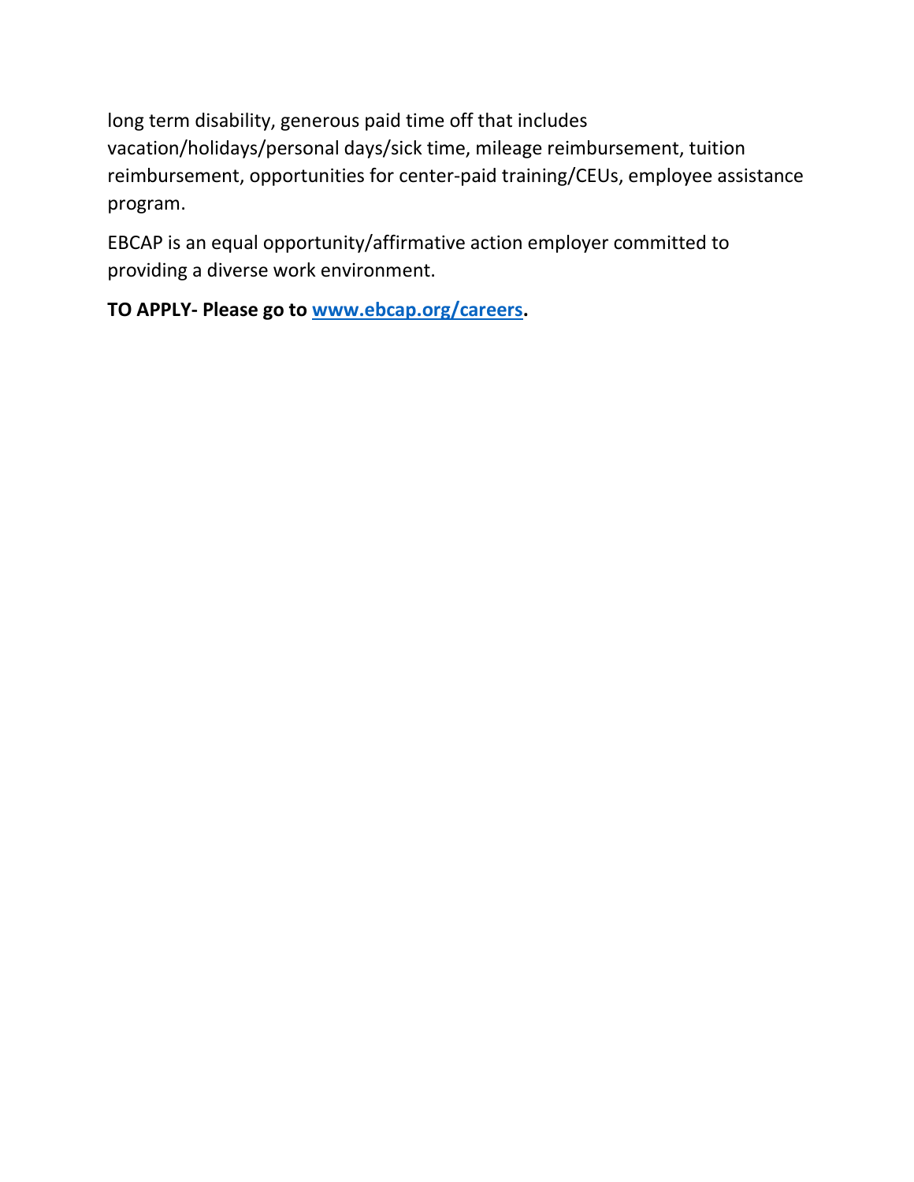long term disability, generous paid time off that includes vacation/holidays/personal days/sick time, mileage reimbursement, tuition reimbursement, opportunities for center-paid training/CEUs, employee assistance program.

EBCAP is an equal opportunity/affirmative action employer committed to providing a diverse work environment.

**TO APPLY- Please go to [www.ebcap.org/careers](http://www.ebcap.org/careers).**